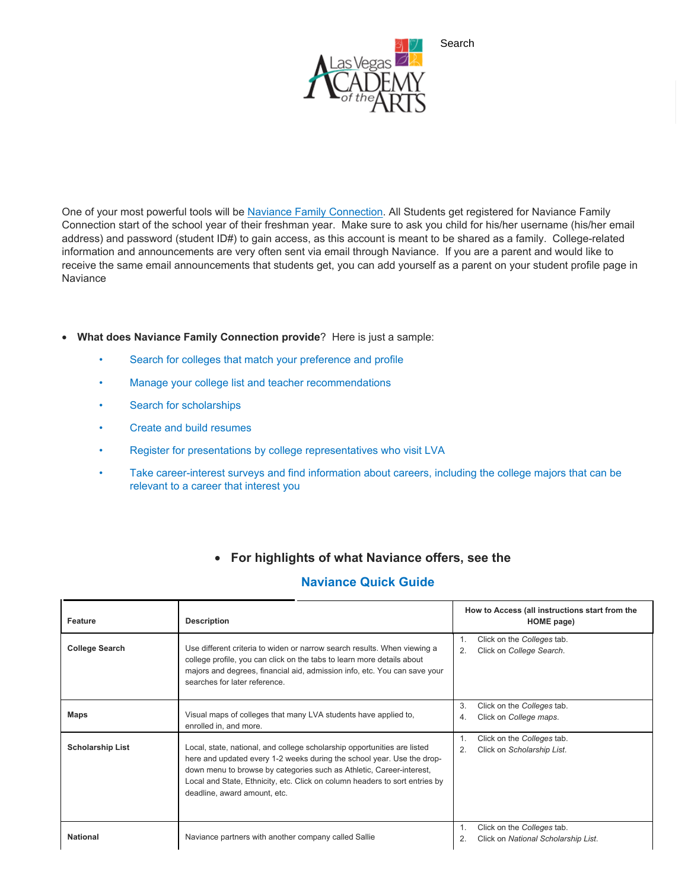Search

One of your most powerful tools will be Naviance Family Connection. All Students get registered for Naviance Family Connection start of the school year of their freshman year. Make sure to ask you child for his/her username (his/her email address) and password (student ID#) to gain access, as this account is meant to be shared as a family. College-related information and announcements are very often sent via email through Naviance. If you are a parent and would like to receive the same email announcements that students get, you can add yourself as a parent on your student profile page in Naviance

- **What does Naviance Family Connection provide**? Here is just a sample:
  - Search for colleges that match your preference and profile
  - Manage your college list and teacher recommendations
  - Search for scholarships
  - Create and build resumes
  - Register for presentations by college representatives who visit LVA
  - Take career-interest surveys and find information about careers, including the college majors that can be relevant to a career that interest you

- **For highlights of what Naviance offers, see the**

**Naviance Quick Guide**

| Feature | Description | How to Access (all instructions start from the HOME page) |
|---|---|---|
| **College Search** | Use different criteria to widen or narrow search results. When viewing a college profile, you can click on the tabs to learn more details about majors and degrees, financial aid, admission info, etc. You can save your searches for later reference. | 1. Click on the *Colleges* tab.<br>2. Click on *College Search.* |
| **Maps** | Visual maps of colleges that many LVA students have applied to, enrolled in, and more. | 3. Click on the *Colleges* tab.<br>4. Click on *College maps.* |
| **Scholarship List** | Local, state, national, and college scholarship opportunities are listed here and updated every 1-2 weeks during the school year. Use the drop-down menu to browse by categories such as Athletic, Career-interest, Local and State, Ethnicity, etc. Click on column headers to sort entries by deadline, award amount, etc. | 1. Click on the *Colleges* tab.<br>2. Click on *Scholarship List.* |
| **National** | Naviance partners with another company called Sallie | 1. Click on the *Colleges* tab.<br>2. Click on *National Scholarship List.* |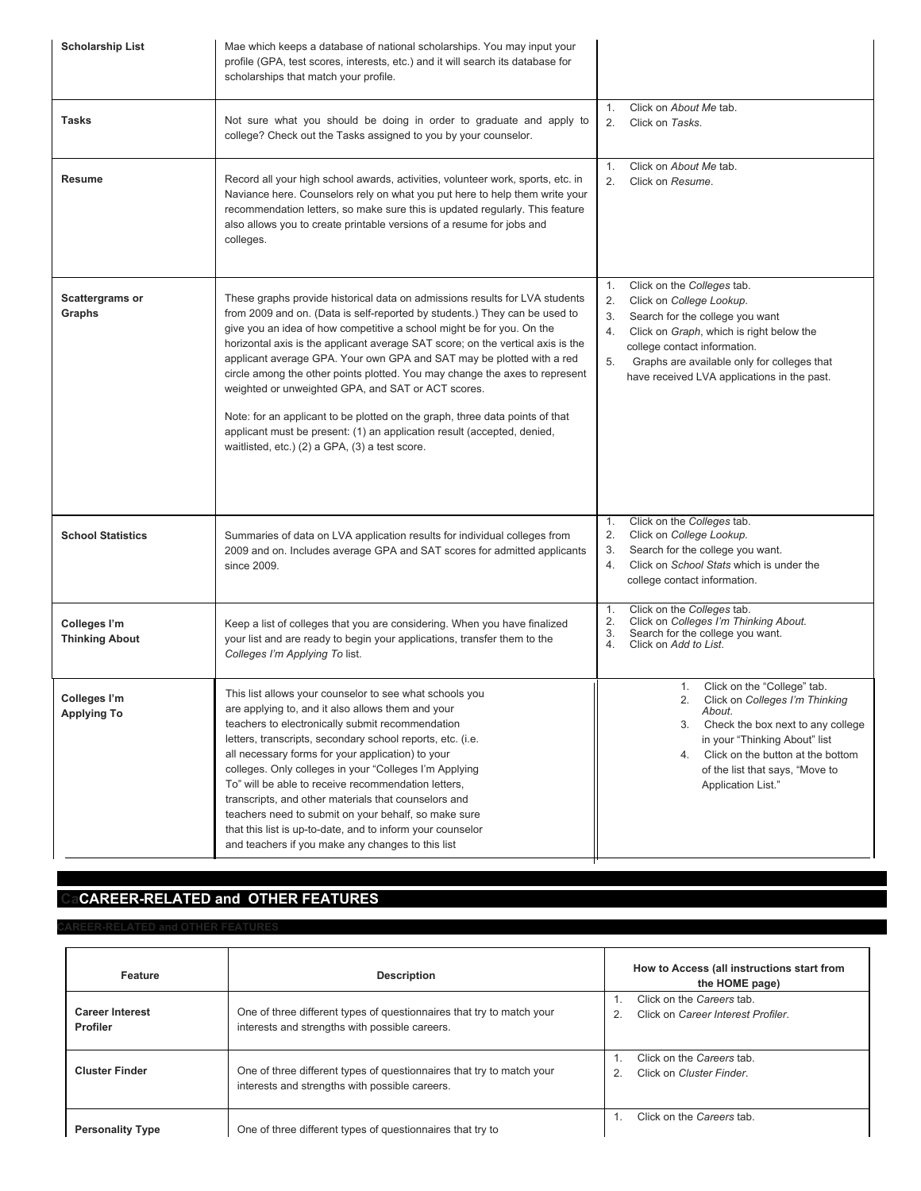| | | |
|---|---|---|
| **Scholarship List** | Mae which keeps a database of national scholarships. You may input your profile (GPA, test scores, interests, etc.) and it will search its database for scholarships that match your profile. | |
| **Tasks** | Not sure what you should be doing in order to graduate and apply to college? Check out the Tasks assigned to you by your counselor. | 1. Click on *About Me* tab.<br>2. Click on *Tasks*. |
| **Resume** | Record all your high school awards, activities, volunteer work, sports, etc. in Naviance here. Counselors rely on what you put here to help them write your recommendation letters, so make sure this is updated regularly. This feature also allows you to create printable versions of a resume for jobs and colleges. | 1. Click on *About Me* tab.<br>2. Click on *Resume*. |
| **Scattergrams or Graphs** | These graphs provide historical data on admissions results for LVA students from 2009 and on. (Data is self-reported by students.) They can be used to give you an idea of how competitive a school might be for you. On the horizontal axis is the applicant average SAT score; on the vertical axis is the applicant average GPA. Your own GPA and SAT may be plotted with a red circle among the other points plotted. You may change the axes to represent weighted or unweighted GPA, and SAT or ACT scores.<br><br>Note: for an applicant to be plotted on the graph, three data points of that applicant must be present: (1) an application result (accepted, denied, waitlisted, etc.) (2) a GPA, (3) a test score. | 1. Click on the *Colleges* tab.<br>2. Click on *College Lookup*.<br>3. Search for the college you want<br>4. Click on *Graph*, which is right below the college contact information.<br>5. Graphs are available only for colleges that have received LVA applications in the past. |
| **School Statistics** | Summaries of data on LVA application results for individual colleges from 2009 and on. Includes average GPA and SAT scores for admitted applicants since 2009. | 1. Click on the *Colleges* tab.<br>2. Click on *College Lookup.*<br>3. Search for the college you want.<br>4. Click on *School Stats* which is under the college contact information. |
| **Colleges I'm Thinking About** | Keep a list of colleges that you are considering. When you have finalized your list and are ready to begin your applications, transfer them to the *Colleges I'm Applying To* list. | 1. Click on the *Colleges* tab.<br>2. Click on *Colleges I'm Thinking About.*<br>3. Search for the college you want.<br>4. Click on *Add to List*. |
| **Colleges I'm Applying To** | This list allows your counselor to see what schools you are applying to, and it also allows them and your teachers to electronically submit recommendation letters, transcripts, secondary school reports, etc. (i.e. all necessary forms for your application) to your colleges. Only colleges in your "Colleges I'm Applying To" will be able to receive recommendation letters, transcripts, and other materials that counselors and teachers need to submit on your behalf, so make sure that this list is up-to-date, and to inform your counselor and teachers if you make any changes to this list | 1. Click on the "College" tab.<br>2. Click on *Colleges I'm Thinking About.*<br>3. Check the box next to any college in your "Thinking About" list<br>4. Click on the button at the bottom of the list that says, "Move to Application List." |

## CAREER-RELATED and OTHER FEATURES

| Feature | Description | How to Access (all instructions start from the HOME page) |
|---|---|---|
| **Career Interest Profiler** | One of three different types of questionnaires that try to match your interests and strengths with possible careers. | 1. Click on the *Careers* tab.<br>2. Click on *Career Interest Profiler*. |
| **Cluster Finder** | One of three different types of questionnaires that try to match your interests and strengths with possible careers. | 1. Click on the *Careers* tab.<br>2. Click on *Cluster Finder*. |
| **Personality Type** | One of three different types of questionnaires that try to | 1. Click on the *Careers* tab. |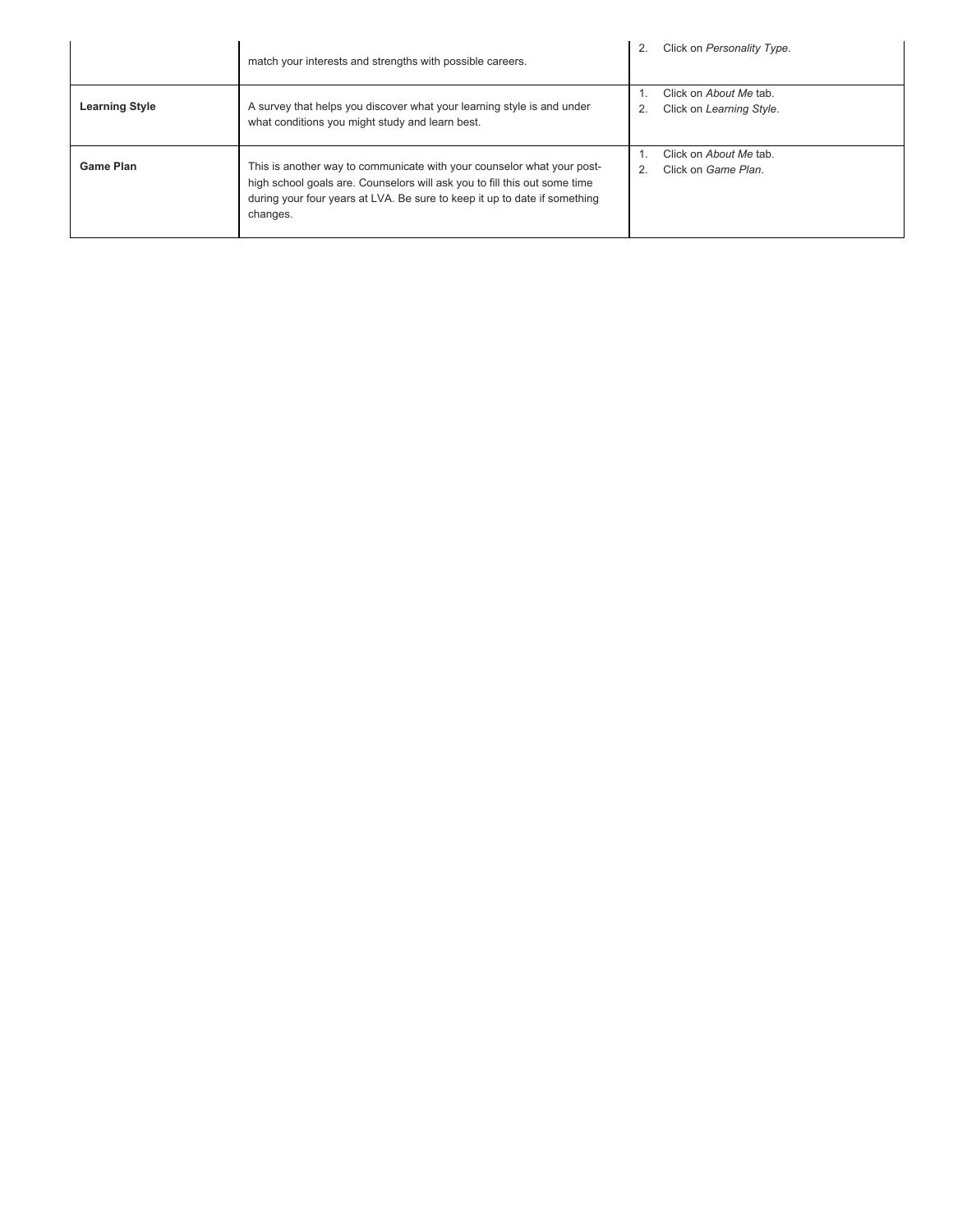| | | |
|---|---|---|
| | match your interests and strengths with possible careers. | 2. Click on *Personality Type*. |
| **Learning Style** | A survey that helps you discover what your learning style is and under what conditions you might study and learn best. | 1. Click on *About Me* tab.<br>2. Click on *Learning Style*. |
| **Game Plan** | This is another way to communicate with your counselor what your post-high school goals are. Counselors will ask you to fill this out some time during your four years at LVA. Be sure to keep it up to date if something changes. | 1. Click on *About Me* tab.<br>2. Click on *Game Plan*. |